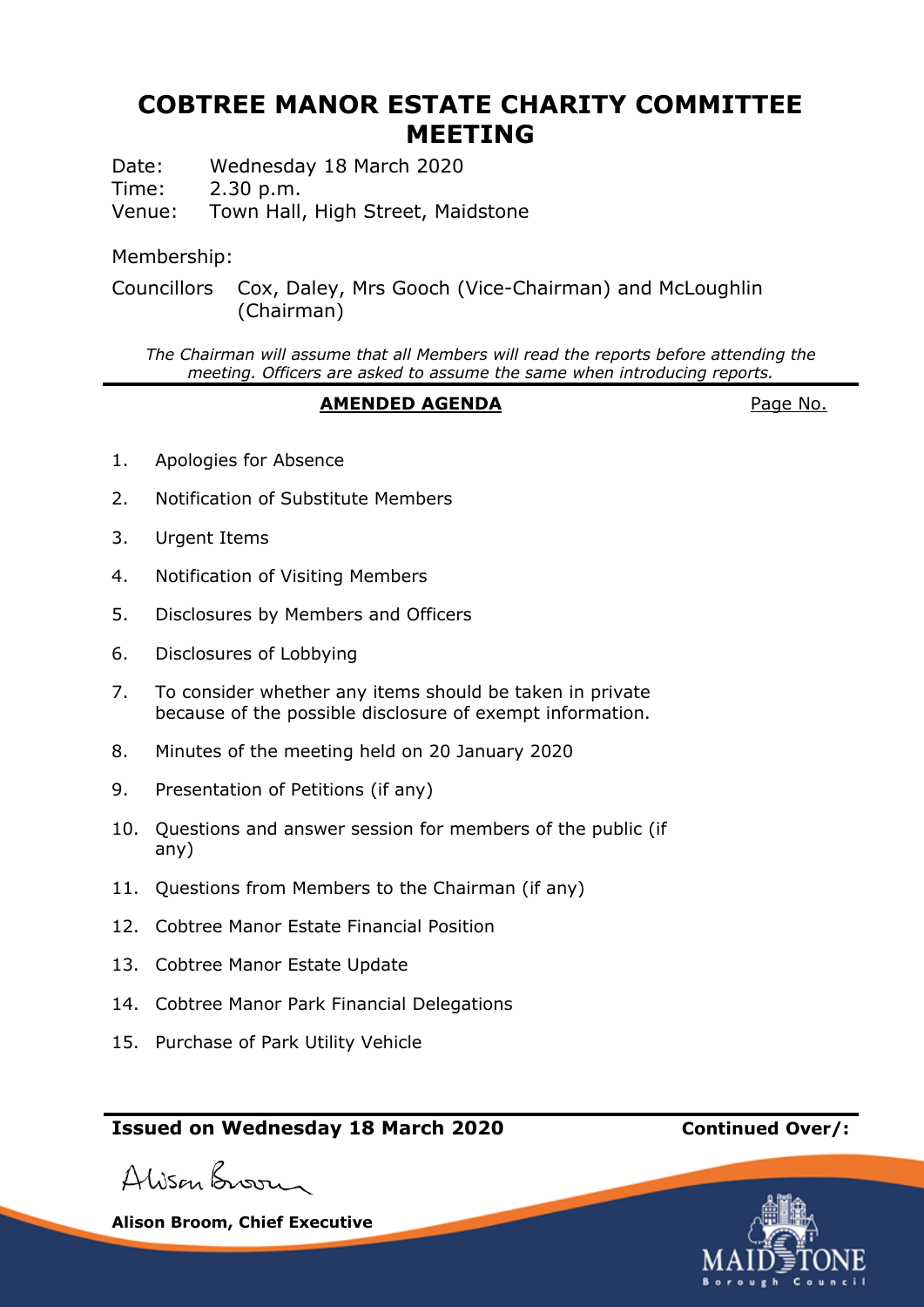# COBTREE MANOR ESTATE CHARITY COMMITTEE MEETING

Date: Wednesday 18 March 2020
Time: 2.30 p.m.
Venue: Town Hall, High Street, Maidstone

Membership:

Councillors Cox, Daley, Mrs Gooch (Vice-Chairman) and McLoughlin (Chairman)

*The Chairman will assume that all Members will read the reports before attending the meeting. Officers are asked to assume the same when introducing reports.*

**AMENDED AGENDA** Page No.

1. Apologies for Absence
2. Notification of Substitute Members
3. Urgent Items
4. Notification of Visiting Members
5. Disclosures by Members and Officers
6. Disclosures of Lobbying
7. To consider whether any items should be taken in private because of the possible disclosure of exempt information.
8. Minutes of the meeting held on 20 January 2020
9. Presentation of Petitions (if any)
10. Questions and answer session for members of the public (if any)
11. Questions from Members to the Chairman (if any)
12. Cobtree Manor Estate Financial Position
13. Cobtree Manor Estate Update
14. Cobtree Manor Park Financial Delegations
15. Purchase of Park Utility Vehicle

**Issued on Wednesday 18 March 2020** **Continued Over/:**

**Alison Broom, Chief Executive**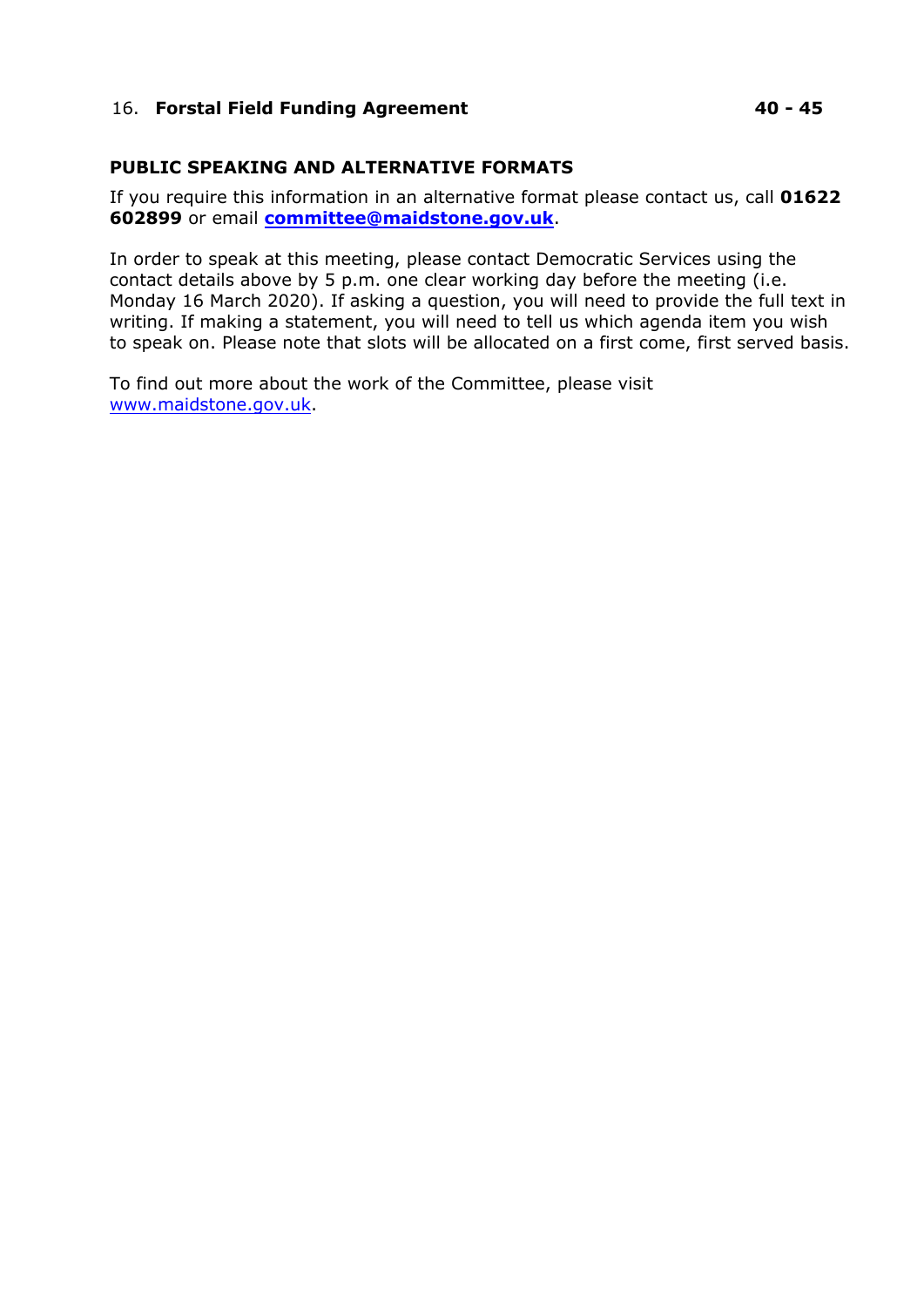16. **Forstal Field Funding Agreement** 40 - 45

**PUBLIC SPEAKING AND ALTERNATIVE FORMATS**

If you require this information in an alternative format please contact us, call **01622 602899** or email **committee@maidstone.gov.uk**.

In order to speak at this meeting, please contact Democratic Services using the contact details above by 5 p.m. one clear working day before the meeting (i.e. Monday 16 March 2020). If asking a question, you will need to provide the full text in writing. If making a statement, you will need to tell us which agenda item you wish to speak on. Please note that slots will be allocated on a first come, first served basis.

To find out more about the work of the Committee, please visit www.maidstone.gov.uk.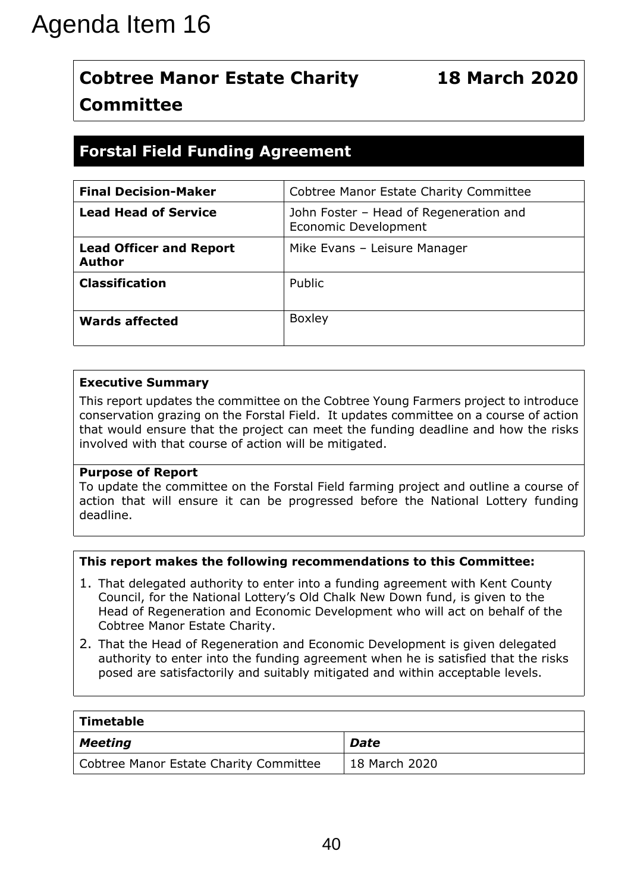# Agenda Item 16

| **Cobtree Manor Estate Charity Committee** | **18 March 2020** |
|---|---|

## Forstal Field Funding Agreement

| | |
|---|---|
| **Final Decision-Maker** | Cobtree Manor Estate Charity Committee |
| **Lead Head of Service** | John Foster – Head of Regeneration and Economic Development |
| **Lead Officer and Report Author** | Mike Evans – Leisure Manager |
| **Classification** | Public |
| **Wards affected** | Boxley |

**Executive Summary**

This report updates the committee on the Cobtree Young Farmers project to introduce conservation grazing on the Forstal Field. It updates committee on a course of action that would ensure that the project can meet the funding deadline and how the risks involved with that course of action will be mitigated.

**Purpose of Report**

To update the committee on the Forstal Field farming project and outline a course of action that will ensure it can be progressed before the National Lottery funding deadline.

**This report makes the following recommendations to this Committee:**

1. That delegated authority to enter into a funding agreement with Kent County Council, for the National Lottery's Old Chalk New Down fund, is given to the Head of Regeneration and Economic Development who will act on behalf of the Cobtree Manor Estate Charity.
2. That the Head of Regeneration and Economic Development is given delegated authority to enter into the funding agreement when he is satisfied that the risks posed are satisfactorily and suitably mitigated and within acceptable levels.

| **Timetable** | |
|---|---|
| ***Meeting*** | ***Date*** |
| Cobtree Manor Estate Charity Committee | 18 March 2020 |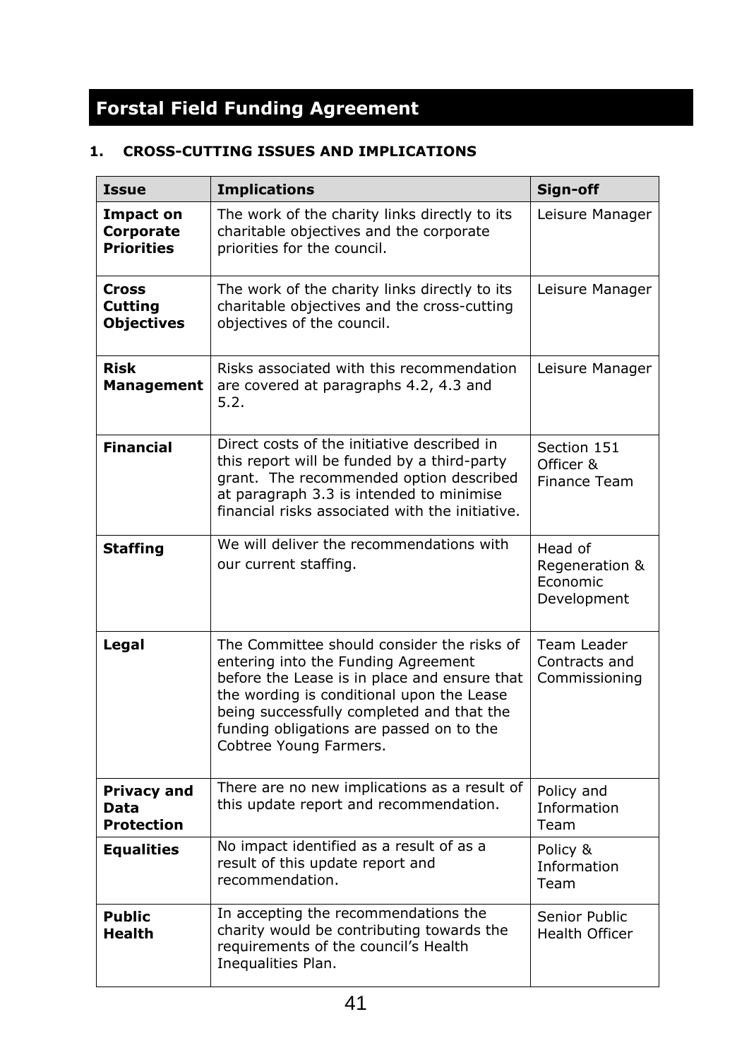# Forstal Field Funding Agreement

## 1. CROSS-CUTTING ISSUES AND IMPLICATIONS

| Issue | Implications | Sign-off |
| --- | --- | --- |
| **Impact on Corporate Priorities** | The work of the charity links directly to its charitable objectives and the corporate priorities for the council. | Leisure Manager |
| **Cross Cutting Objectives** | The work of the charity links directly to its charitable objectives and the cross-cutting objectives of the council. | Leisure Manager |
| **Risk Management** | Risks associated with this recommendation are covered at paragraphs 4.2, 4.3 and 5.2. | Leisure Manager |
| **Financial** | Direct costs of the initiative described in this report will be funded by a third-party grant. The recommended option described at paragraph 3.3 is intended to minimise financial risks associated with the initiative. | Section 151 Officer & Finance Team |
| **Staffing** | We will deliver the recommendations with our current staffing. | Head of Regeneration & Economic Development |
| **Legal** | The Committee should consider the risks of entering into the Funding Agreement before the Lease is in place and ensure that the wording is conditional upon the Lease being successfully completed and that the funding obligations are passed on to the Cobtree Young Farmers. | Team Leader Contracts and Commissioning |
| **Privacy and Data Protection** | There are no new implications as a result of this update report and recommendation. | Policy and Information Team |
| **Equalities** | No impact identified as a result of as a result of this update report and recommendation. | Policy & Information Team |
| **Public Health** | In accepting the recommendations the charity would be contributing towards the requirements of the council's Health Inequalities Plan. | Senior Public Health Officer |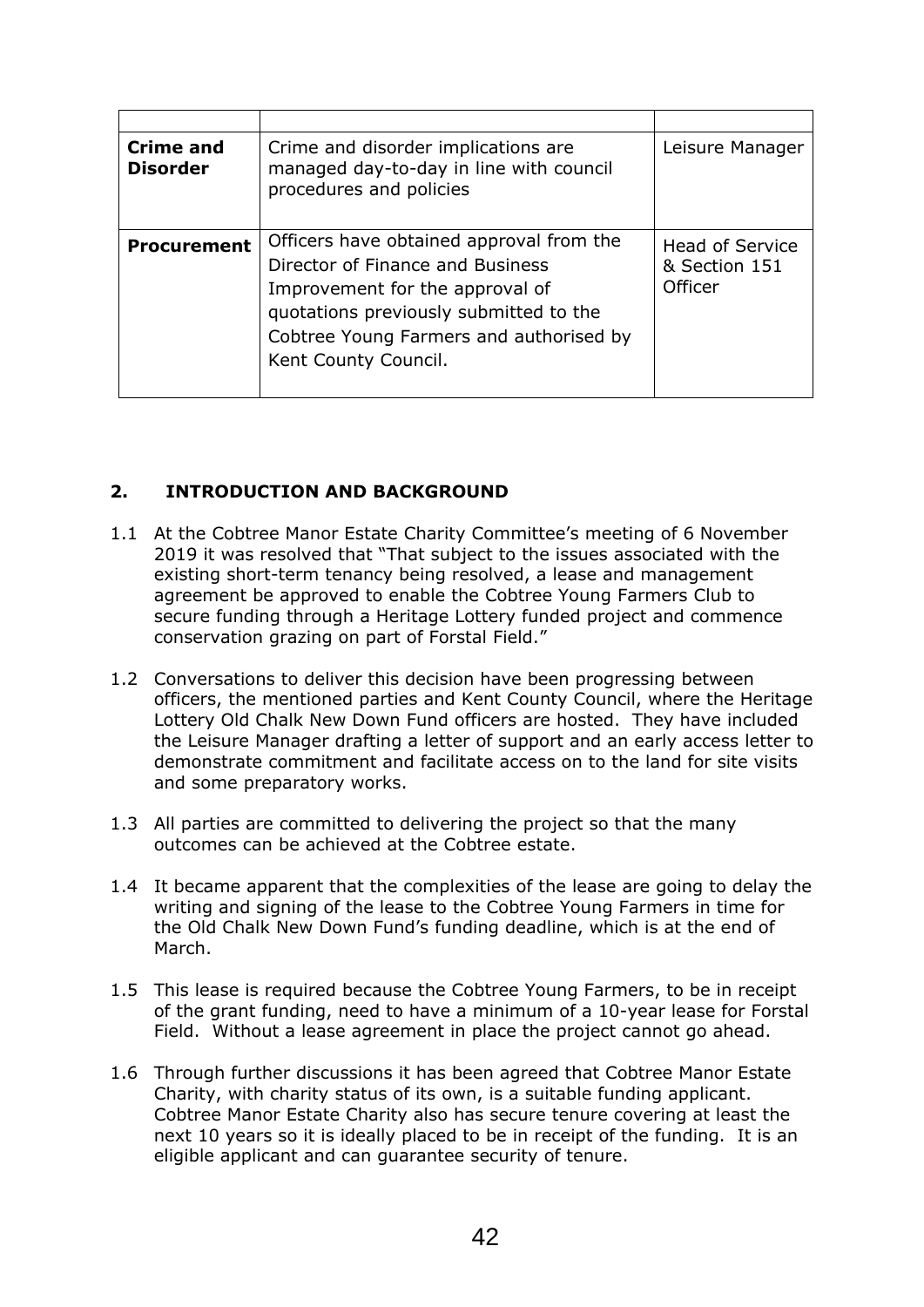| | | |
|---|---|---|
| **Crime and Disorder** | Crime and disorder implications are managed day-to-day in line with council procedures and policies | Leisure Manager |
| **Procurement** | Officers have obtained approval from the Director of Finance and Business Improvement for the approval of quotations previously submitted to the Cobtree Young Farmers and authorised by Kent County Council. | Head of Service & Section 151 Officer |

## 2. INTRODUCTION AND BACKGROUND

1.1 At the Cobtree Manor Estate Charity Committee's meeting of 6 November 2019 it was resolved that "That subject to the issues associated with the existing short-term tenancy being resolved, a lease and management agreement be approved to enable the Cobtree Young Farmers Club to secure funding through a Heritage Lottery funded project and commence conservation grazing on part of Forstal Field."

1.2 Conversations to deliver this decision have been progressing between officers, the mentioned parties and Kent County Council, where the Heritage Lottery Old Chalk New Down Fund officers are hosted. They have included the Leisure Manager drafting a letter of support and an early access letter to demonstrate commitment and facilitate access on to the land for site visits and some preparatory works.

1.3 All parties are committed to delivering the project so that the many outcomes can be achieved at the Cobtree estate.

1.4 It became apparent that the complexities of the lease are going to delay the writing and signing of the lease to the Cobtree Young Farmers in time for the Old Chalk New Down Fund's funding deadline, which is at the end of March.

1.5 This lease is required because the Cobtree Young Farmers, to be in receipt of the grant funding, need to have a minimum of a 10-year lease for Forstal Field. Without a lease agreement in place the project cannot go ahead.

1.6 Through further discussions it has been agreed that Cobtree Manor Estate Charity, with charity status of its own, is a suitable funding applicant. Cobtree Manor Estate Charity also has secure tenure covering at least the next 10 years so it is ideally placed to be in receipt of the funding. It is an eligible applicant and can guarantee security of tenure.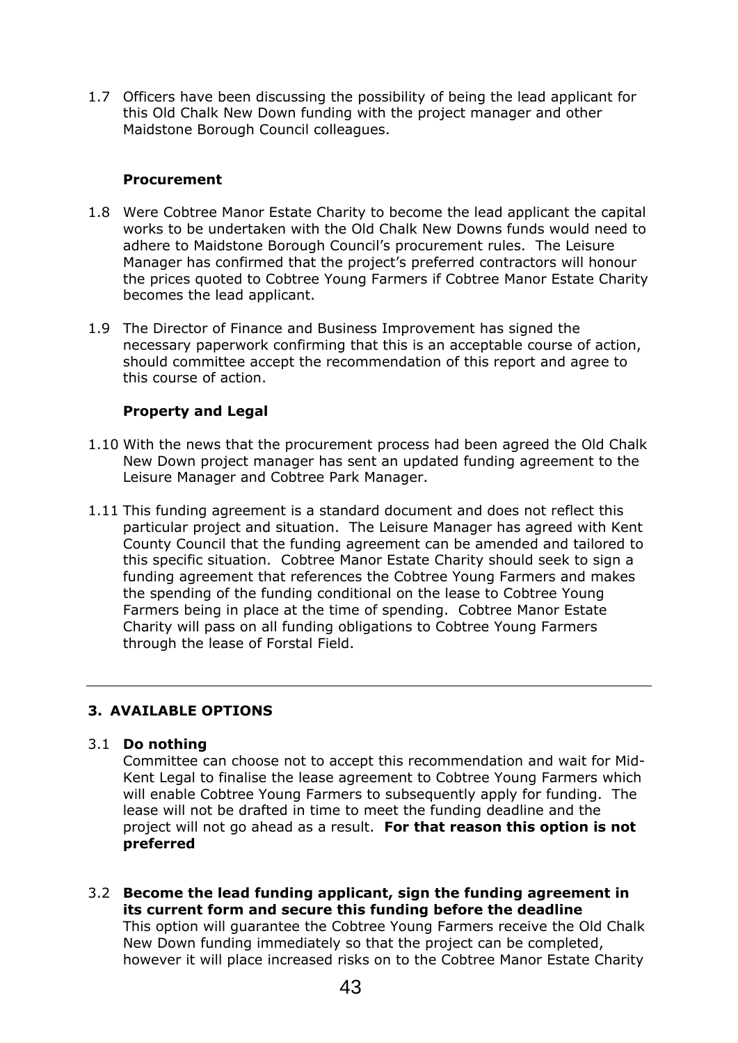1.7 Officers have been discussing the possibility of being the lead applicant for this Old Chalk New Down funding with the project manager and other Maidstone Borough Council colleagues.

**Procurement**

1.8 Were Cobtree Manor Estate Charity to become the lead applicant the capital works to be undertaken with the Old Chalk New Downs funds would need to adhere to Maidstone Borough Council's procurement rules. The Leisure Manager has confirmed that the project's preferred contractors will honour the prices quoted to Cobtree Young Farmers if Cobtree Manor Estate Charity becomes the lead applicant.

1.9 The Director of Finance and Business Improvement has signed the necessary paperwork confirming that this is an acceptable course of action, should committee accept the recommendation of this report and agree to this course of action.

**Property and Legal**

1.10 With the news that the procurement process had been agreed the Old Chalk New Down project manager has sent an updated funding agreement to the Leisure Manager and Cobtree Park Manager.

1.11 This funding agreement is a standard document and does not reflect this particular project and situation. The Leisure Manager has agreed with Kent County Council that the funding agreement can be amended and tailored to this specific situation. Cobtree Manor Estate Charity should seek to sign a funding agreement that references the Cobtree Young Farmers and makes the spending of the funding conditional on the lease to Cobtree Young Farmers being in place at the time of spending. Cobtree Manor Estate Charity will pass on all funding obligations to Cobtree Young Farmers through the lease of Forstal Field.

---

## 3. AVAILABLE OPTIONS

3.1 **Do nothing**
Committee can choose not to accept this recommendation and wait for Mid-Kent Legal to finalise the lease agreement to Cobtree Young Farmers which will enable Cobtree Young Farmers to subsequently apply for funding. The lease will not be drafted in time to meet the funding deadline and the project will not go ahead as a result. **For that reason this option is not preferred**

3.2 **Become the lead funding applicant, sign the funding agreement in its current form and secure this funding before the deadline**
This option will guarantee the Cobtree Young Farmers receive the Old Chalk New Down funding immediately so that the project can be completed, however it will place increased risks on to the Cobtree Manor Estate Charity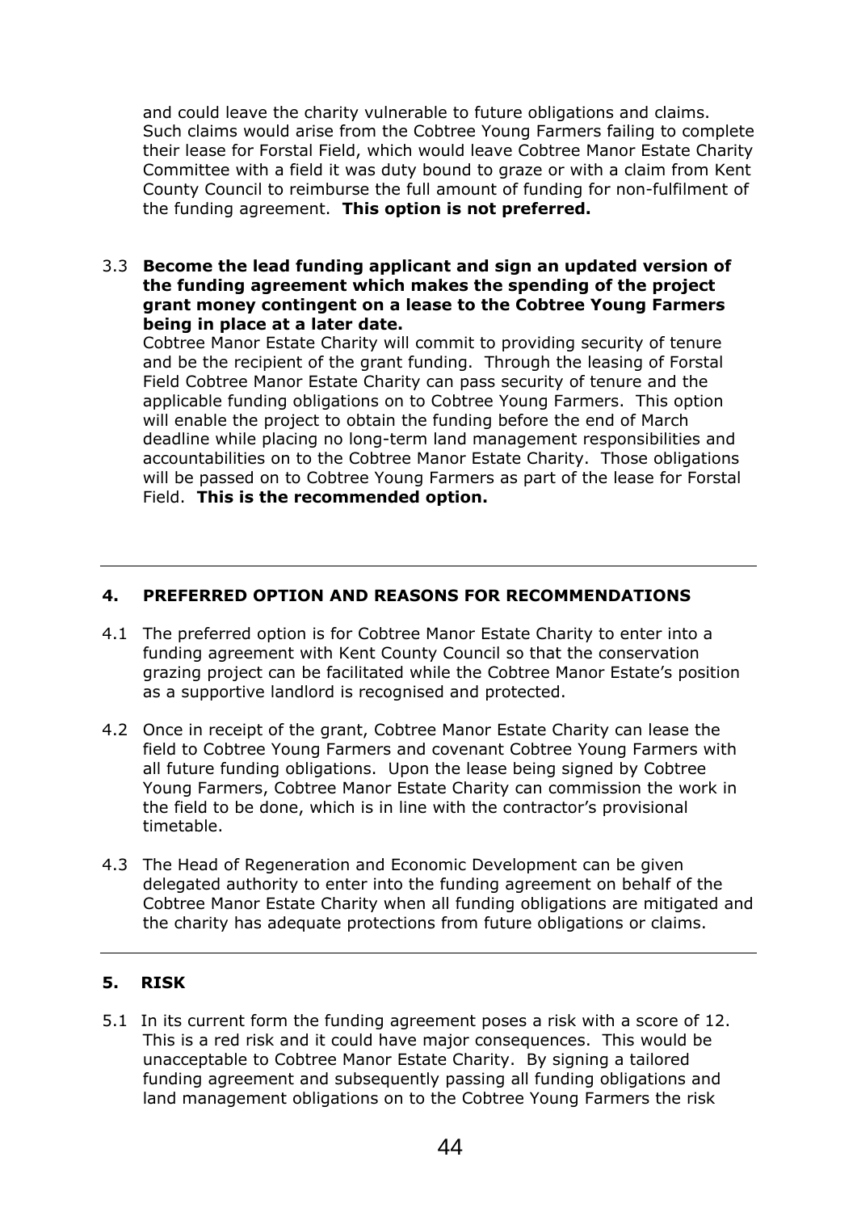and could leave the charity vulnerable to future obligations and claims. Such claims would arise from the Cobtree Young Farmers failing to complete their lease for Forstal Field, which would leave Cobtree Manor Estate Charity Committee with a field it was duty bound to graze or with a claim from Kent County Council to reimburse the full amount of funding for non-fulfilment of the funding agreement. **This option is not preferred.**

3.3 **Become the lead funding applicant and sign an updated version of the funding agreement which makes the spending of the project grant money contingent on a lease to the Cobtree Young Farmers being in place at a later date.**
Cobtree Manor Estate Charity will commit to providing security of tenure and be the recipient of the grant funding. Through the leasing of Forstal Field Cobtree Manor Estate Charity can pass security of tenure and the applicable funding obligations on to Cobtree Young Farmers. This option will enable the project to obtain the funding before the end of March deadline while placing no long-term land management responsibilities and accountabilities on to the Cobtree Manor Estate Charity. Those obligations will be passed on to Cobtree Young Farmers as part of the lease for Forstal Field. **This is the recommended option.**

## 4. PREFERRED OPTION AND REASONS FOR RECOMMENDATIONS

4.1 The preferred option is for Cobtree Manor Estate Charity to enter into a funding agreement with Kent County Council so that the conservation grazing project can be facilitated while the Cobtree Manor Estate's position as a supportive landlord is recognised and protected.

4.2 Once in receipt of the grant, Cobtree Manor Estate Charity can lease the field to Cobtree Young Farmers and covenant Cobtree Young Farmers with all future funding obligations. Upon the lease being signed by Cobtree Young Farmers, Cobtree Manor Estate Charity can commission the work in the field to be done, which is in line with the contractor's provisional timetable.

4.3 The Head of Regeneration and Economic Development can be given delegated authority to enter into the funding agreement on behalf of the Cobtree Manor Estate Charity when all funding obligations are mitigated and the charity has adequate protections from future obligations or claims.

## 5. RISK

5.1 In its current form the funding agreement poses a risk with a score of 12. This is a red risk and it could have major consequences. This would be unacceptable to Cobtree Manor Estate Charity. By signing a tailored funding agreement and subsequently passing all funding obligations and land management obligations on to the Cobtree Young Farmers the risk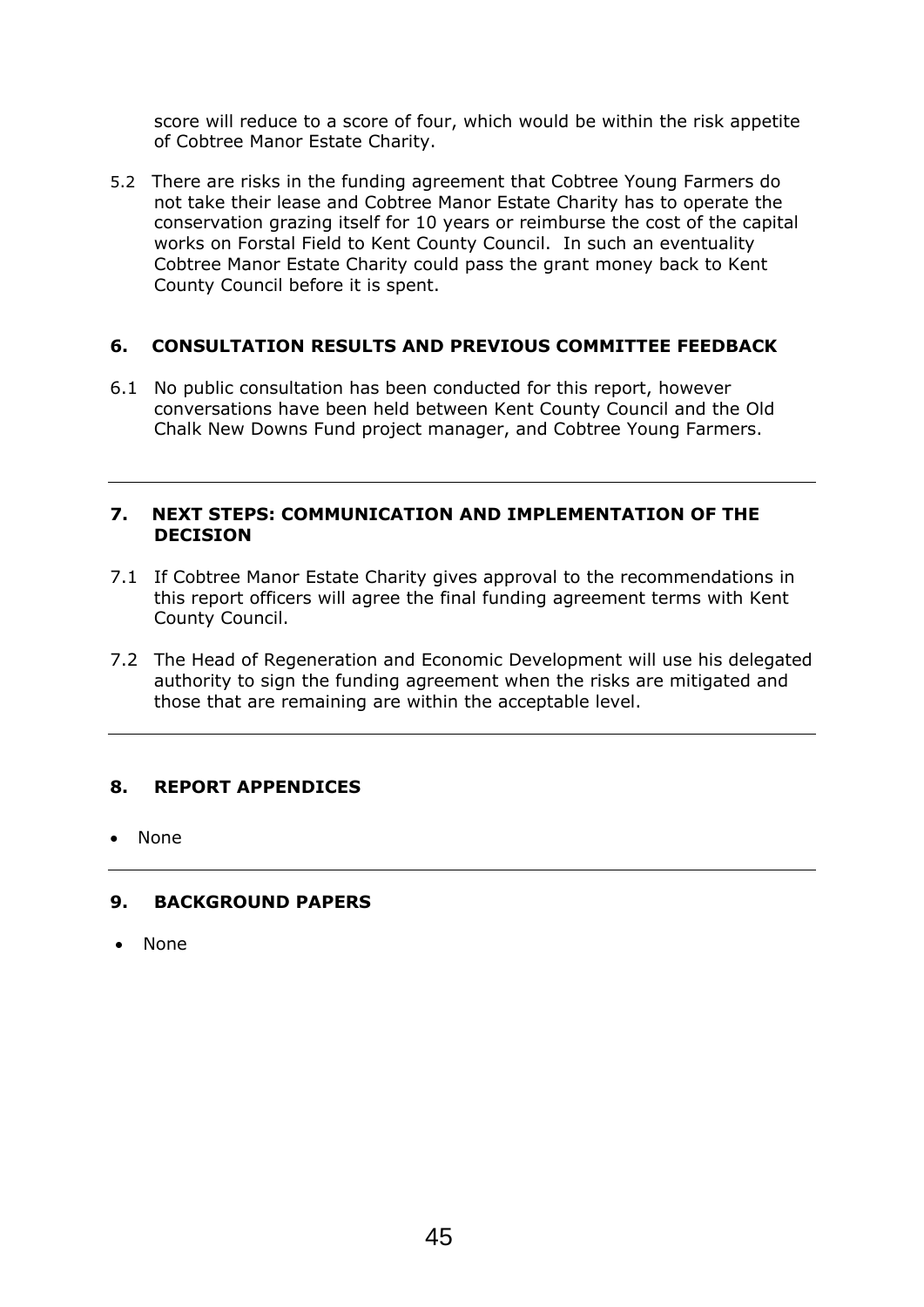score will reduce to a score of four, which would be within the risk appetite of Cobtree Manor Estate Charity.

5.2 There are risks in the funding agreement that Cobtree Young Farmers do not take their lease and Cobtree Manor Estate Charity has to operate the conservation grazing itself for 10 years or reimburse the cost of the capital works on Forstal Field to Kent County Council. In such an eventuality Cobtree Manor Estate Charity could pass the grant money back to Kent County Council before it is spent.

## 6. CONSULTATION RESULTS AND PREVIOUS COMMITTEE FEEDBACK

6.1 No public consultation has been conducted for this report, however conversations have been held between Kent County Council and the Old Chalk New Downs Fund project manager, and Cobtree Young Farmers.

---

## 7. NEXT STEPS: COMMUNICATION AND IMPLEMENTATION OF THE DECISION

7.1 If Cobtree Manor Estate Charity gives approval to the recommendations in this report officers will agree the final funding agreement terms with Kent County Council.

7.2 The Head of Regeneration and Economic Development will use his delegated authority to sign the funding agreement when the risks are mitigated and those that are remaining are within the acceptable level.

---

## 8. REPORT APPENDICES

- None

---

## 9. BACKGROUND PAPERS

- None